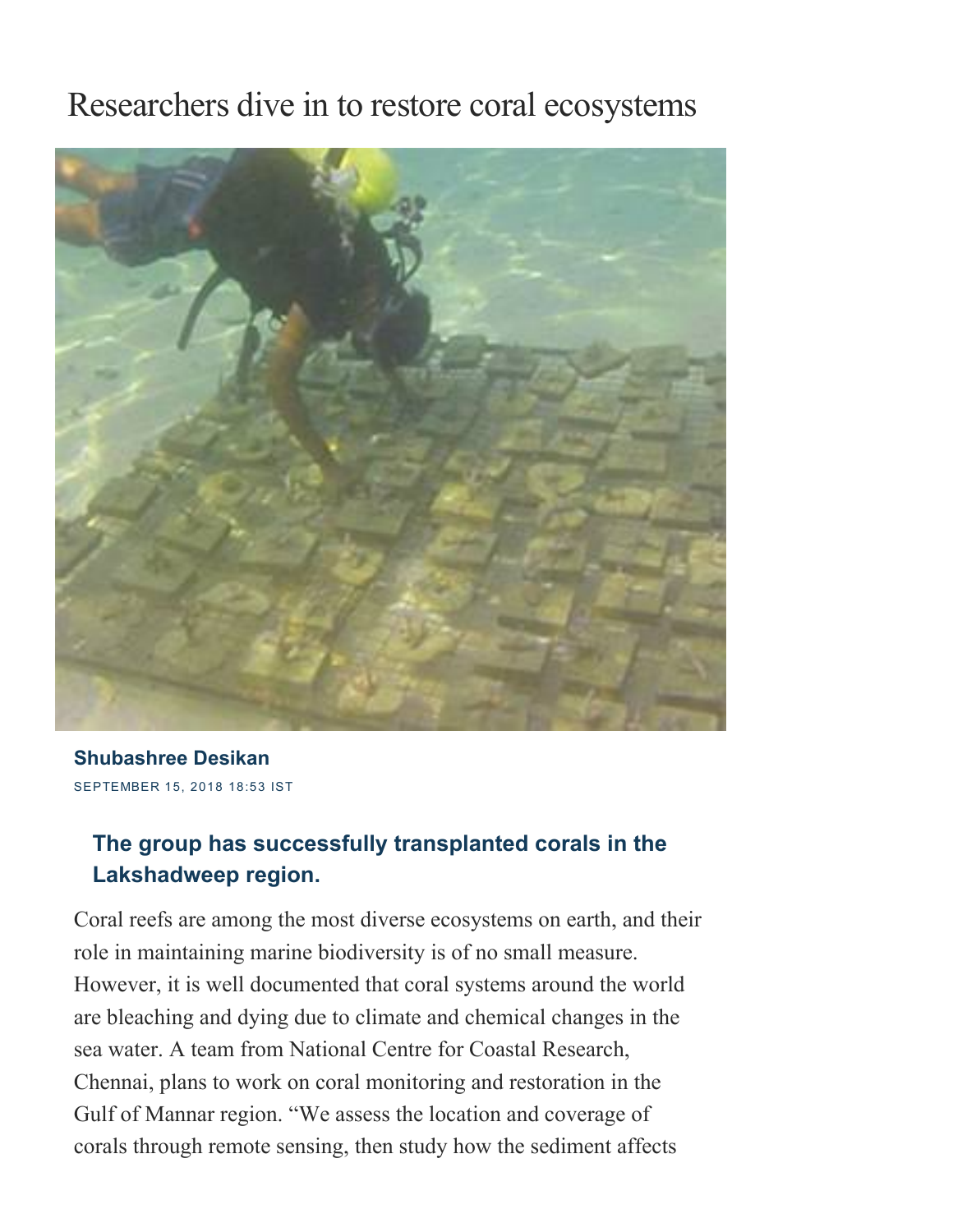# Researchers dive in to restore coral ecosystems

**Shubashree Desikan**
SEPTEMBER 15, 2018 18:53 IST

## The group has successfully transplanted corals in the Lakshadweep region.

Coral reefs are among the most diverse ecosystems on earth, and their role in maintaining marine biodiversity is of no small measure. However, it is well documented that coral systems around the world are bleaching and dying due to climate and chemical changes in the sea water. A team from National Centre for Coastal Research, Chennai, plans to work on coral monitoring and restoration in the Gulf of Mannar region. "We assess the location and coverage of corals through remote sensing, then study how the sediment affects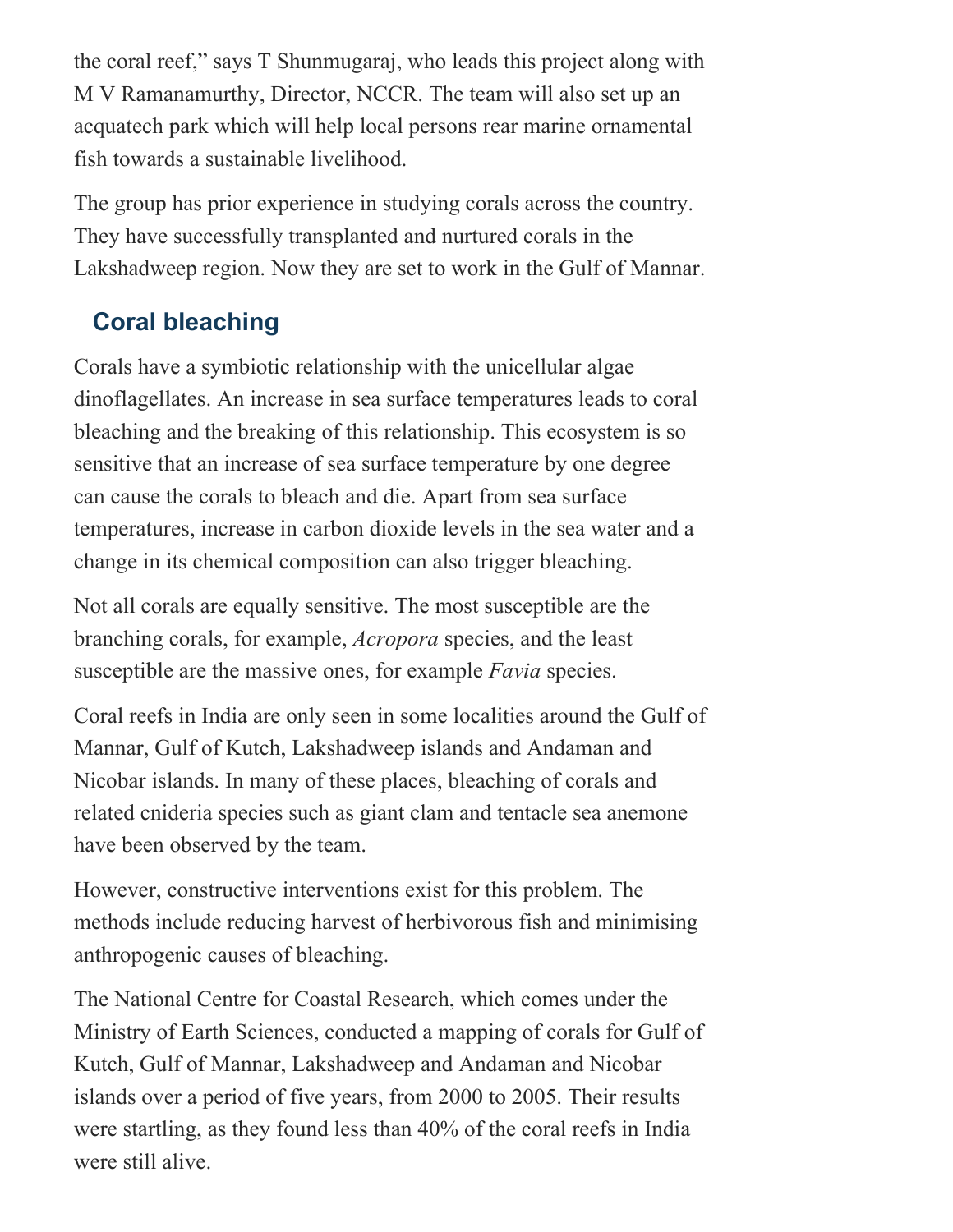the coral reef," says T Shunmugaraj, who leads this project along with M V Ramanamurthy, Director, NCCR. The team will also set up an acquatech park which will help local persons rear marine ornamental fish towards a sustainable livelihood.

The group has prior experience in studying corals across the country. They have successfully transplanted and nurtured corals in the Lakshadweep region. Now they are set to work in the Gulf of Mannar.

## Coral bleaching

Corals have a symbiotic relationship with the unicellular algae dinoflagellates. An increase in sea surface temperatures leads to coral bleaching and the breaking of this relationship. This ecosystem is so sensitive that an increase of sea surface temperature by one degree can cause the corals to bleach and die. Apart from sea surface temperatures, increase in carbon dioxide levels in the sea water and a change in its chemical composition can also trigger bleaching.

Not all corals are equally sensitive. The most susceptible are the branching corals, for example, *Acropora* species, and the least susceptible are the massive ones, for example *Favia* species.

Coral reefs in India are only seen in some localities around the Gulf of Mannar, Gulf of Kutch, Lakshadweep islands and Andaman and Nicobar islands. In many of these places, bleaching of corals and related cnideria species such as giant clam and tentacle sea anemone have been observed by the team.

However, constructive interventions exist for this problem. The methods include reducing harvest of herbivorous fish and minimising anthropogenic causes of bleaching.

The National Centre for Coastal Research, which comes under the Ministry of Earth Sciences, conducted a mapping of corals for Gulf of Kutch, Gulf of Mannar, Lakshadweep and Andaman and Nicobar islands over a period of five years, from 2000 to 2005. Their results were startling, as they found less than 40% of the coral reefs in India were still alive.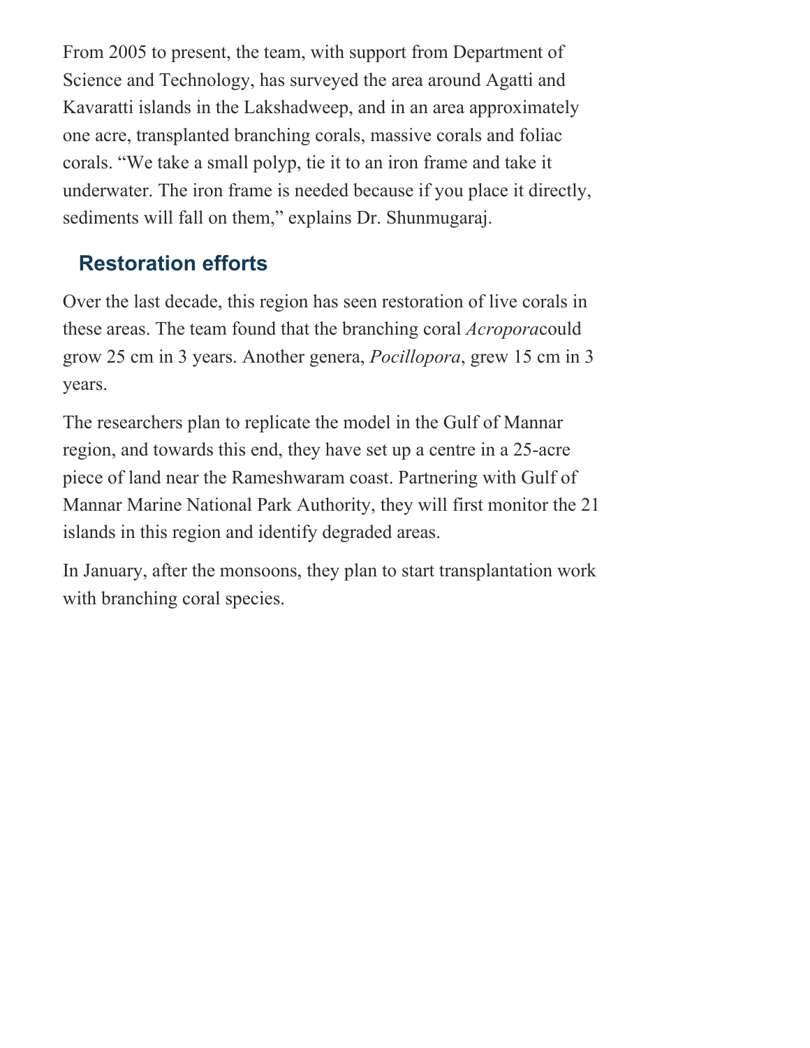From 2005 to present, the team, with support from Department of Science and Technology, has surveyed the area around Agatti and Kavaratti islands in the Lakshadweep, and in an area approximately one acre, transplanted branching corals, massive corals and foliac corals. “We take a small polyp, tie it to an iron frame and take it underwater. The iron frame is needed because if you place it directly, sediments will fall on them,” explains Dr. Shunmugaraj.

## Restoration efforts

Over the last decade, this region has seen restoration of live corals in these areas. The team found that the branching coral *Acropora*could grow 25 cm in 3 years. Another genera, *Pocillopora*, grew 15 cm in 3 years.

The researchers plan to replicate the model in the Gulf of Mannar region, and towards this end, they have set up a centre in a 25-acre piece of land near the Rameshwaram coast. Partnering with Gulf of Mannar Marine National Park Authority, they will first monitor the 21 islands in this region and identify degraded areas.

In January, after the monsoons, they plan to start transplantation work with branching coral species.